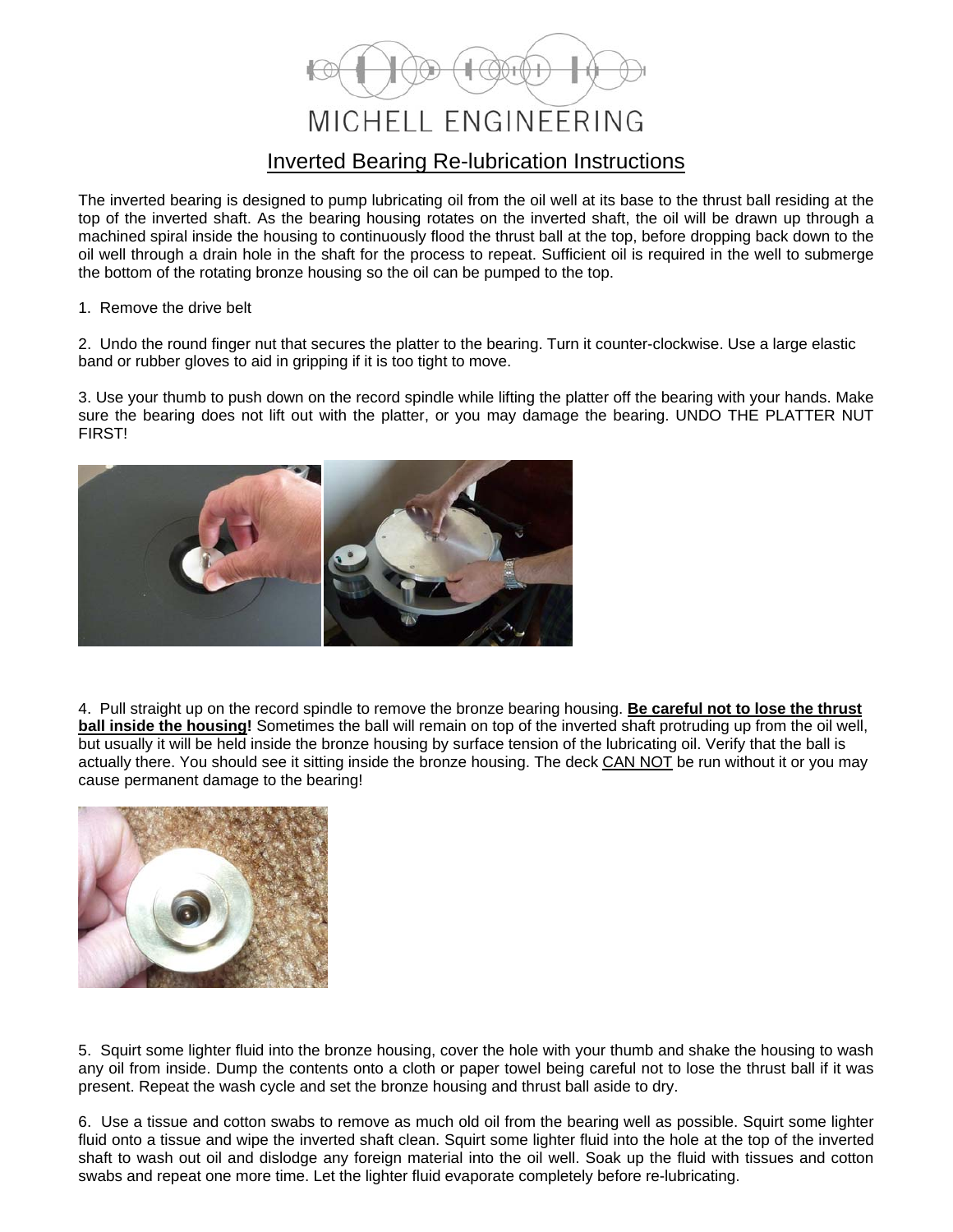MICHELL ENGINEERING

# Inverted Bearing Re-lubrication Instructions

The inverted bearing is designed to pump lubricating oil from the oil well at its base to the thrust ball residing at the top of the inverted shaft. As the bearing housing rotates on the inverted shaft, the oil will be drawn up through a machined spiral inside the housing to continuously flood the thrust ball at the top, before dropping back down to the oil well through a drain hole in the shaft for the process to repeat. Sufficient oil is required in the well to submerge the bottom of the rotating bronze housing so the oil can be pumped to the top.

1. Remove the drive belt

2. Undo the round finger nut that secures the platter to the bearing. Turn it counter-clockwise. Use a large elastic band or rubber gloves to aid in gripping if it is too tight to move.

3. Use your thumb to push down on the record spindle while lifting the platter off the bearing with your hands. Make sure the bearing does not lift out with the platter, or you may damage the bearing. UNDO THE PLATTER NUT FIRST!

4. Pull straight up on the record spindle to remove the bronze bearing housing. **Be careful not to lose the thrust ball inside the housing!** Sometimes the ball will remain on top of the inverted shaft protruding up from the oil well, but usually it will be held inside the bronze housing by surface tension of the lubricating oil. Verify that the ball is actually there. You should see it sitting inside the bronze housing. The deck CAN NOT be run without it or you may cause permanent damage to the bearing!

5. Squirt some lighter fluid into the bronze housing, cover the hole with your thumb and shake the housing to wash any oil from inside. Dump the contents onto a cloth or paper towel being careful not to lose the thrust ball if it was present. Repeat the wash cycle and set the bronze housing and thrust ball aside to dry.

6. Use a tissue and cotton swabs to remove as much old oil from the bearing well as possible. Squirt some lighter fluid onto a tissue and wipe the inverted shaft clean. Squirt some lighter fluid into the hole at the top of the inverted shaft to wash out oil and dislodge any foreign material into the oil well. Soak up the fluid with tissues and cotton swabs and repeat one more time. Let the lighter fluid evaporate completely before re-lubricating.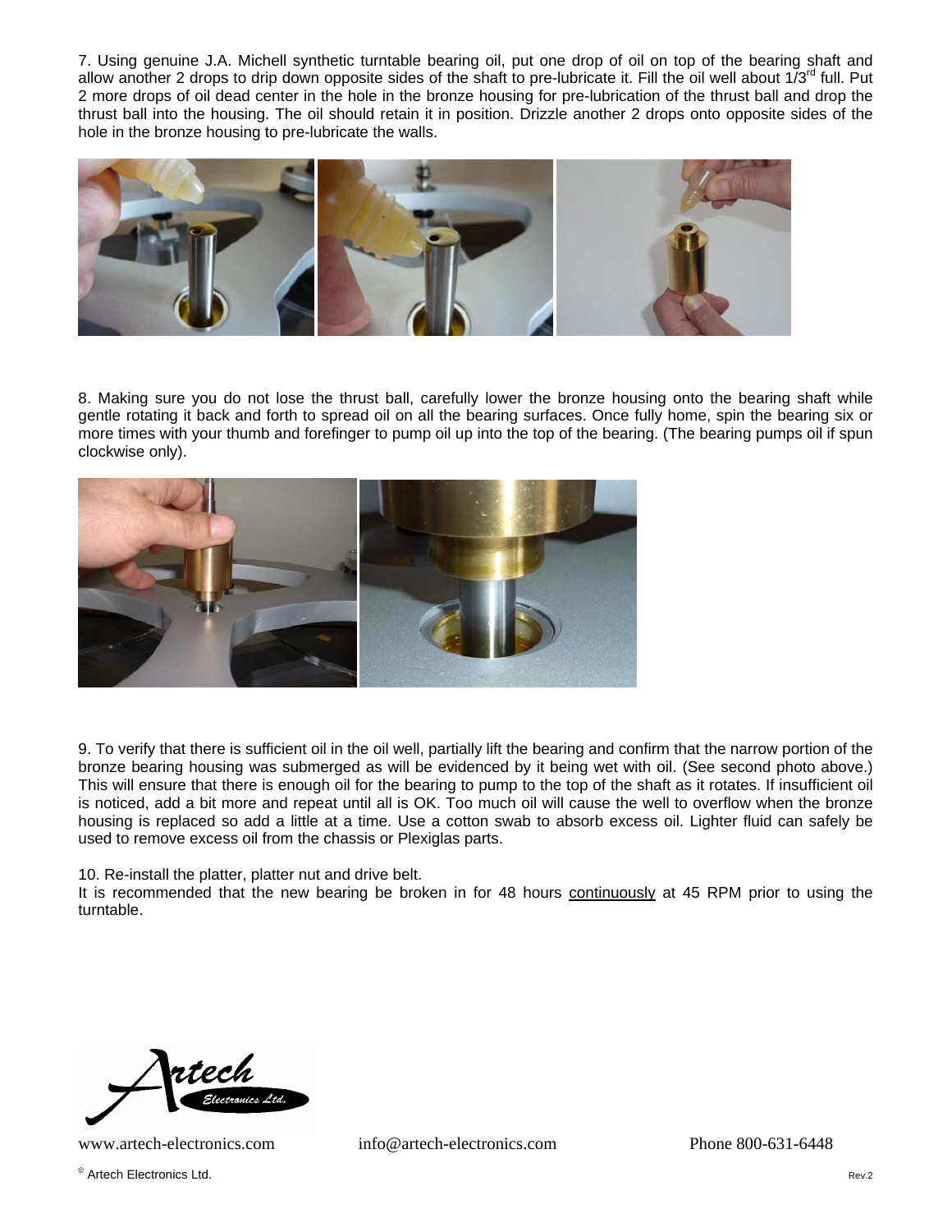7. Using genuine J.A. Michell synthetic turntable bearing oil, put one drop of oil on top of the bearing shaft and allow another 2 drops to drip down opposite sides of the shaft to pre-lubricate it. Fill the oil well about 1/3[rd] full. Put 2 more drops of oil dead center in the hole in the bronze housing for pre-lubrication of the thrust ball and drop the thrust ball into the housing. The oil should retain it in position. Drizzle another 2 drops onto opposite sides of the hole in the bronze housing to pre-lubricate the walls.

8. Making sure you do not lose the thrust ball, carefully lower the bronze housing onto the bearing shaft while gentle rotating it back and forth to spread oil on all the bearing surfaces. Once fully home, spin the bearing six or more times with your thumb and forefinger to pump oil up into the top of the bearing. (The bearing pumps oil if spun clockwise only).

9. To verify that there is sufficient oil in the oil well, partially lift the bearing and confirm that the narrow portion of the bronze bearing housing was submerged as will be evidenced by it being wet with oil. (See second photo above.) This will ensure that there is enough oil for the bearing to pump to the top of the shaft as it rotates. If insufficient oil is noticed, add a bit more and repeat until all is OK. Too much oil will cause the well to overflow when the bronze housing is replaced so add a little at a time. Use a cotton swab to absorb excess oil. Lighter fluid can safely be used to remove excess oil from the chassis or Plexiglas parts.

10. Re-install the platter, platter nut and drive belt.
It is recommended that the new bearing be broken in for 48 hours continuously at 45 RPM prior to using the turntable.

www.artech-electronics.com info@artech-electronics.com Phone 800-631-6448

© Artech Electronics Ltd. Rev.2